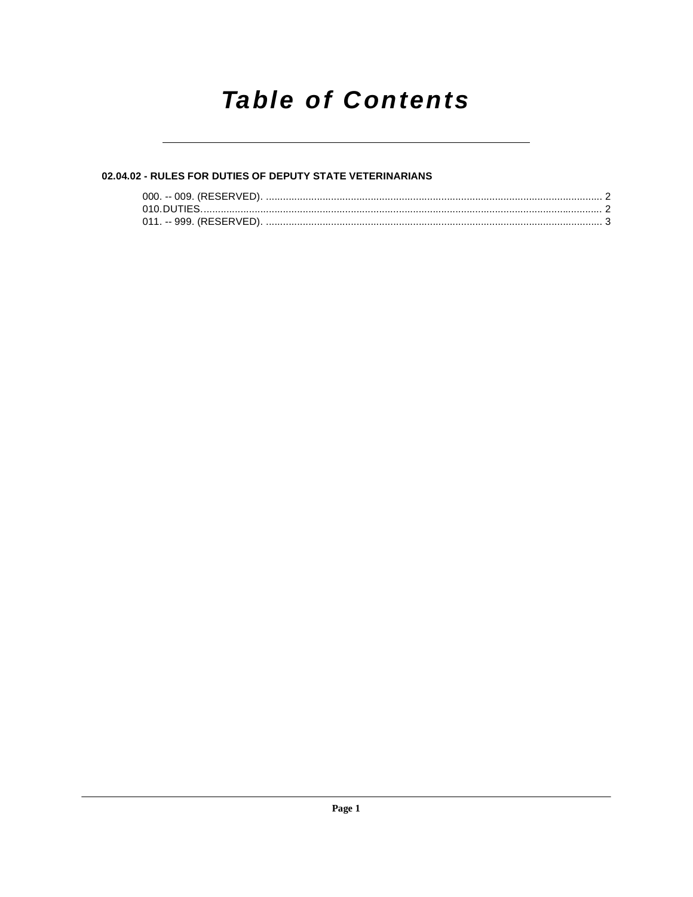# *Table of Contents*

**02.04.02 - RULES FOR DUTIES OF DEPUTY STATE VETERINARIANS**

000. -- 009. (RESERVED). ........................................................................................................................ 2
010.DUTIES. ............................................................................................................................................ 2
011. -- 999. (RESERVED). ........................................................................................................................ 3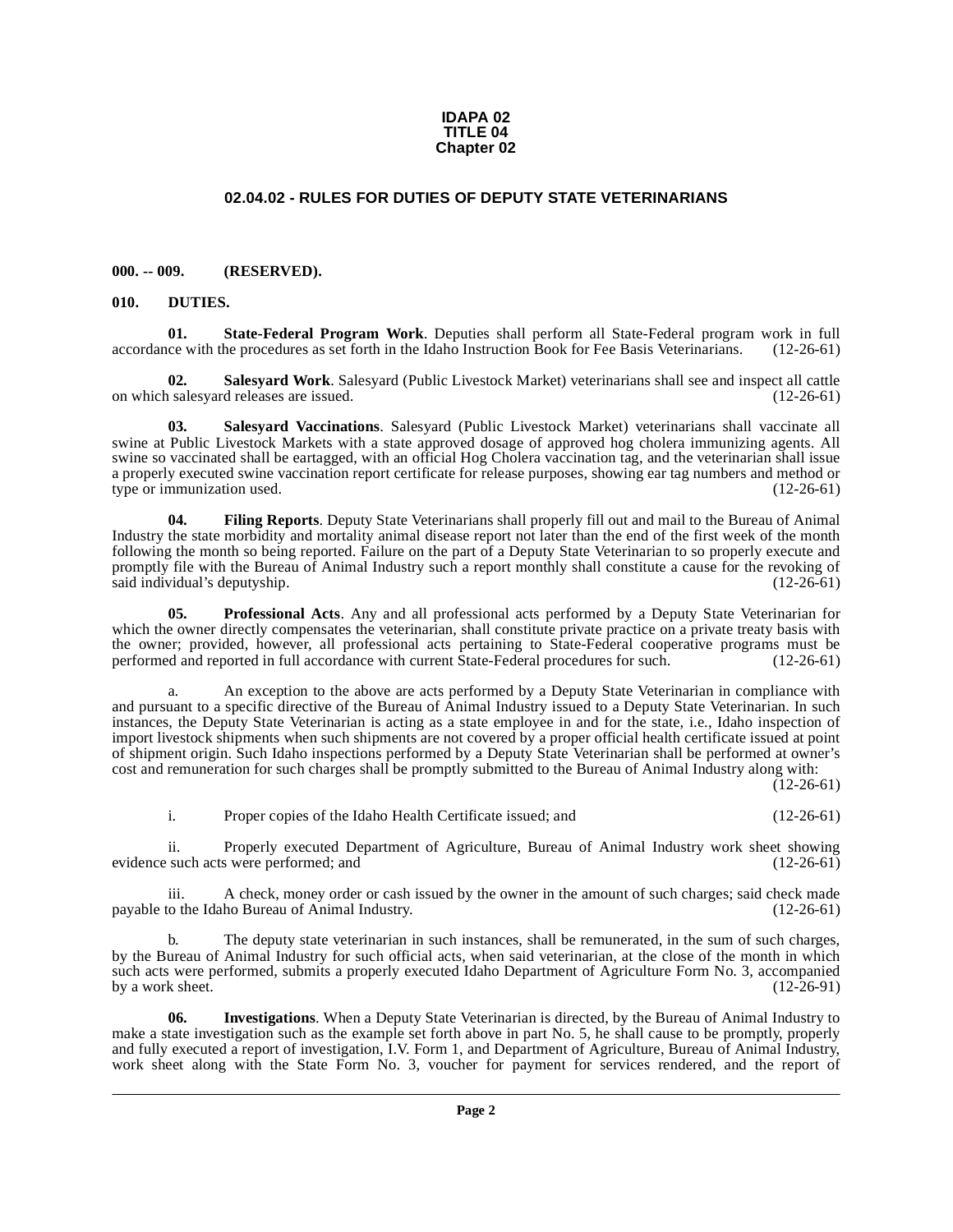**IDAPA 02**
**TITLE 04**
**Chapter 02**

## 02.04.02 - RULES FOR DUTIES OF DEPUTY STATE VETERINARIANS

### 000. -- 009. (RESERVED).

### 010. DUTIES.

**01. State-Federal Program Work**. Deputies shall perform all State-Federal program work in full accordance with the procedures as set forth in the Idaho Instruction Book for Fee Basis Veterinarians. (12-26-61)

**02. Salesyard Work**. Salesyard (Public Livestock Market) veterinarians shall see and inspect all cattle on which salesyard releases are issued. (12-26-61)

**03. Salesyard Vaccinations**. Salesyard (Public Livestock Market) veterinarians shall vaccinate all swine at Public Livestock Markets with a state approved dosage of approved hog cholera immunizing agents. All swine so vaccinated shall be eartagged, with an official Hog Cholera vaccination tag, and the veterinarian shall issue a properly executed swine vaccination report certificate for release purposes, showing ear tag numbers and method or type or immunization used. (12-26-61)

**04. Filing Reports**. Deputy State Veterinarians shall properly fill out and mail to the Bureau of Animal Industry the state morbidity and mortality animal disease report not later than the end of the first week of the month following the month so being reported. Failure on the part of a Deputy State Veterinarian to so properly execute and promptly file with the Bureau of Animal Industry such a report monthly shall constitute a cause for the revoking of said individual's deputyship. (12-26-61)

**05. Professional Acts**. Any and all professional acts performed by a Deputy State Veterinarian for which the owner directly compensates the veterinarian, shall constitute private practice on a private treaty basis with the owner; provided, however, all professional acts pertaining to State-Federal cooperative programs must be performed and reported in full accordance with current State-Federal procedures for such. (12-26-61)

a. An exception to the above are acts performed by a Deputy State Veterinarian in compliance with and pursuant to a specific directive of the Bureau of Animal Industry issued to a Deputy State Veterinarian. In such instances, the Deputy State Veterinarian is acting as a state employee in and for the state, i.e., Idaho inspection of import livestock shipments when such shipments are not covered by a proper official health certificate issued at point of shipment origin. Such Idaho inspections performed by a Deputy State Veterinarian shall be performed at owner's cost and remuneration for such charges shall be promptly submitted to the Bureau of Animal Industry along with: (12-26-61)

i. Proper copies of the Idaho Health Certificate issued; and (12-26-61)

ii. Properly executed Department of Agriculture, Bureau of Animal Industry work sheet showing evidence such acts were performed; and (12-26-61)

iii. A check, money order or cash issued by the owner in the amount of such charges; said check made payable to the Idaho Bureau of Animal Industry. (12-26-61)

b. The deputy state veterinarian in such instances, shall be remunerated, in the sum of such charges, by the Bureau of Animal Industry for such official acts, when said veterinarian, at the close of the month in which such acts were performed, submits a properly executed Idaho Department of Agriculture Form No. 3, accompanied by a work sheet. (12-26-91)

**06. Investigations**. When a Deputy State Veterinarian is directed, by the Bureau of Animal Industry to make a state investigation such as the example set forth above in part No. 5, he shall cause to be promptly, properly and fully executed a report of investigation, I.V. Form 1, and Department of Agriculture, Bureau of Animal Industry, work sheet along with the State Form No. 3, voucher for payment for services rendered, and the report of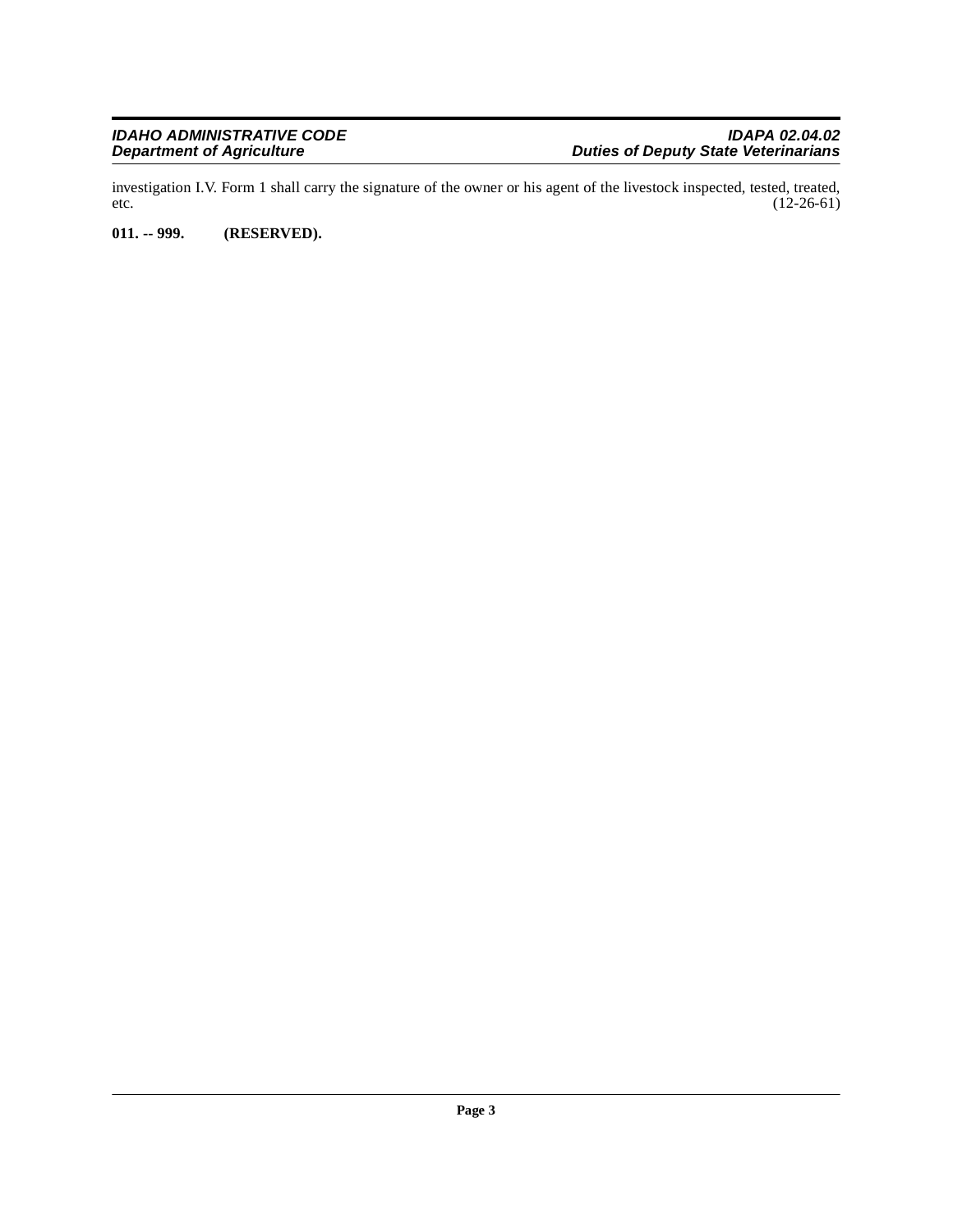investigation I.V. Form 1 shall carry the signature of the owner or his agent of the livestock inspected, tested, treated, etc. (12-26-61)

**011. -- 999. (RESERVED).**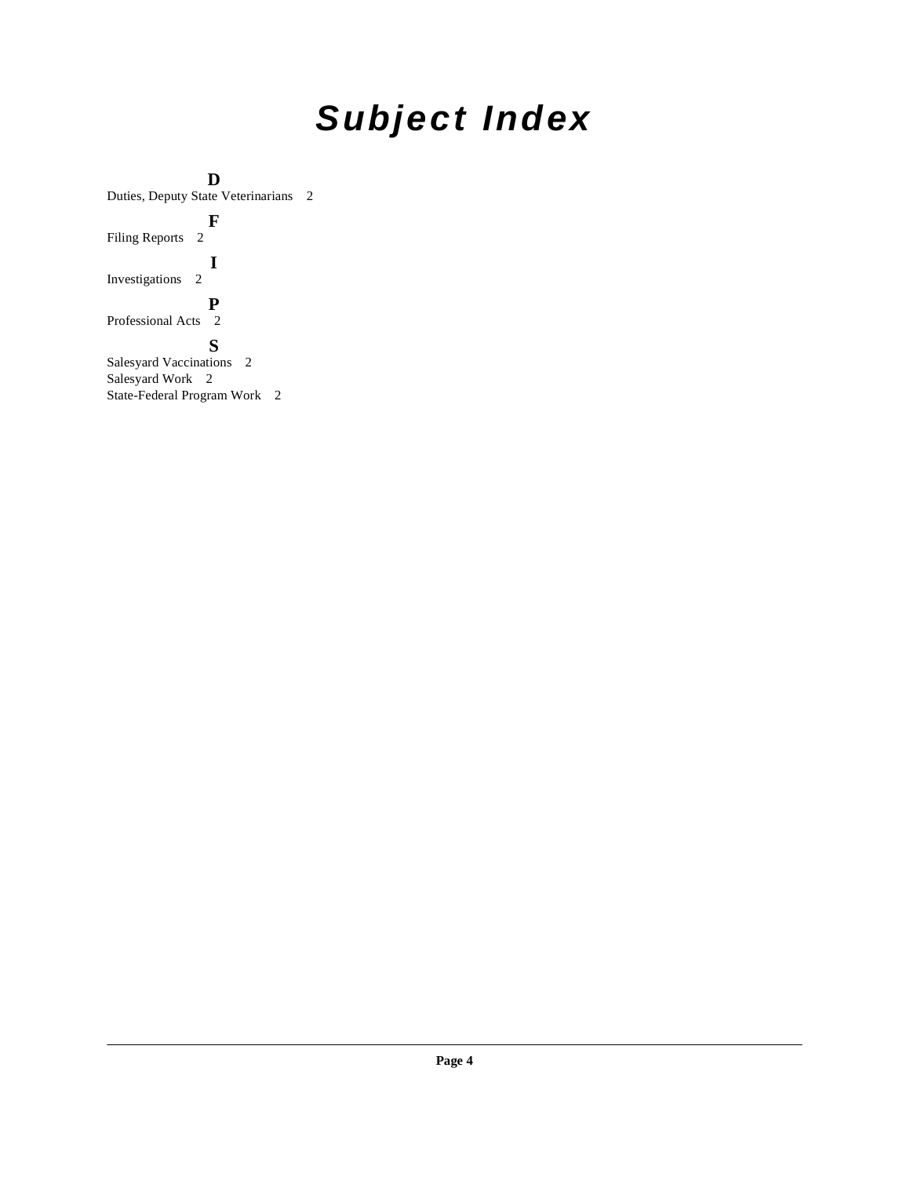# ***Subject Index***

**D**

Duties, Deputy State Veterinarians 2

**F**

Filing Reports 2

**I**

Investigations 2

**P**

Professional Acts 2

**S**

Salesyard Vaccinations 2
Salesyard Work 2
State-Federal Program Work 2